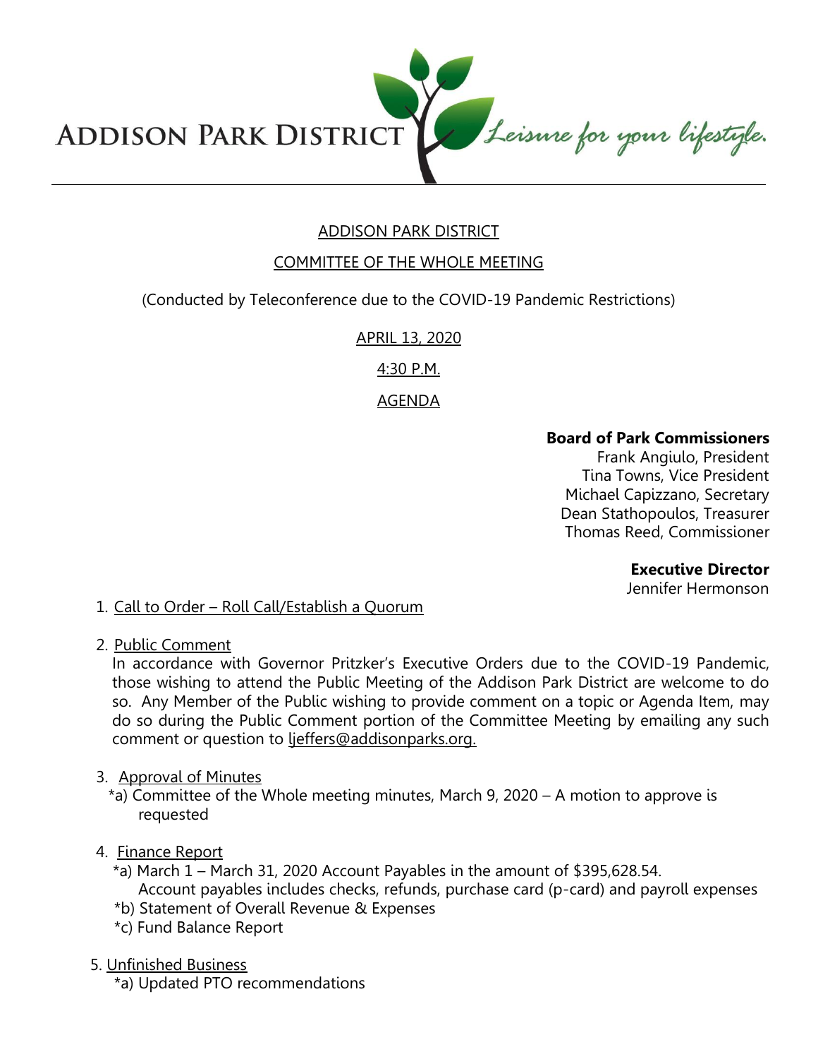ADDISON PARK DISTRICT *Leisure for your lifestyle.*

# ADDISON PARK DISTRICT

## COMMITTEE OF THE WHOLE MEETING

(Conducted by Teleconference due to the COVID-19 Pandemic Restrictions)

APRIL 13, 2020

4:30 P.M.

AGENDA

**Board of Park Commissioners**
Frank Angiulo, President
Tina Towns, Vice President
Michael Capizzano, Secretary
Dean Stathopoulos, Treasurer
Thomas Reed, Commissioner

**Executive Director**
Jennifer Hermonson

1. Call to Order – Roll Call/Establish a Quorum

2. Public Comment

   In accordance with Governor Pritzker's Executive Orders due to the COVID-19 Pandemic, those wishing to attend the Public Meeting of the Addison Park District are welcome to do so. Any Member of the Public wishing to provide comment on a topic or Agenda Item, may do so during the Public Comment portion of the Committee Meeting by emailing any such comment or question to ljeffers@addisonparks.org.

3. Approval of Minutes

   *a) Committee of the Whole meeting minutes, March 9, 2020 – A motion to approve is requested

4. Finance Report

   *a) March 1 – March 31, 2020 Account Payables in the amount of $395,628.54. Account payables includes checks, refunds, purchase card (p-card) and payroll expenses

   *b) Statement of Overall Revenue & Expenses

   *c) Fund Balance Report

5. Unfinished Business

   *a) Updated PTO recommendations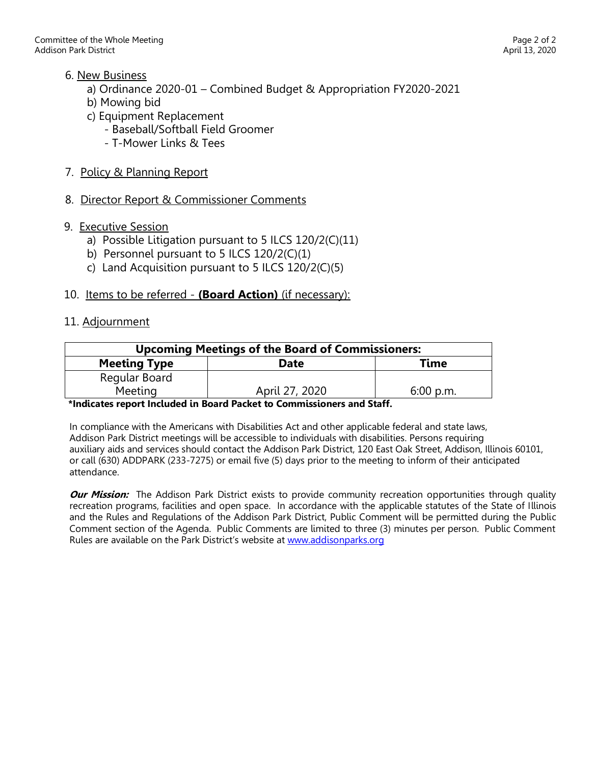6. New Business
   a) Ordinance 2020-01 – Combined Budget & Appropriation FY2020-2021
   b) Mowing bid
   c) Equipment Replacement
      - Baseball/Softball Field Groomer
      - T-Mower Links & Tees

7. Policy & Planning Report

8. Director Report & Commissioner Comments

9. Executive Session
   a) Possible Litigation pursuant to 5 ILCS 120/2(C)(11)
   b) Personnel pursuant to 5 ILCS 120/2(C)(1)
   c) Land Acquisition pursuant to 5 ILCS 120/2(C)(5)

10. Items to be referred - **(Board Action)** (if necessary):

11. Adjournment

| Upcoming Meetings of the Board of Commissioners: | | |
|---|---|---|
| **Meeting Type** | **Date** | **Time** |
| Regular Board Meeting | April 27, 2020 | 6:00 p.m. |

**\*Indicates report Included in Board Packet to Commissioners and Staff.**

In compliance with the Americans with Disabilities Act and other applicable federal and state laws, Addison Park District meetings will be accessible to individuals with disabilities. Persons requiring auxiliary aids and services should contact the Addison Park District, 120 East Oak Street, Addison, Illinois 60101, or call (630) ADDPARK (233-7275) or email five (5) days prior to the meeting to inform of their anticipated attendance.

***Our Mission:*** The Addison Park District exists to provide community recreation opportunities through quality recreation programs, facilities and open space. In accordance with the applicable statutes of the State of Illinois and the Rules and Regulations of the Addison Park District, Public Comment will be permitted during the Public Comment section of the Agenda. Public Comments are limited to three (3) minutes per person. Public Comment Rules are available on the Park District's website at www.addisonparks.org